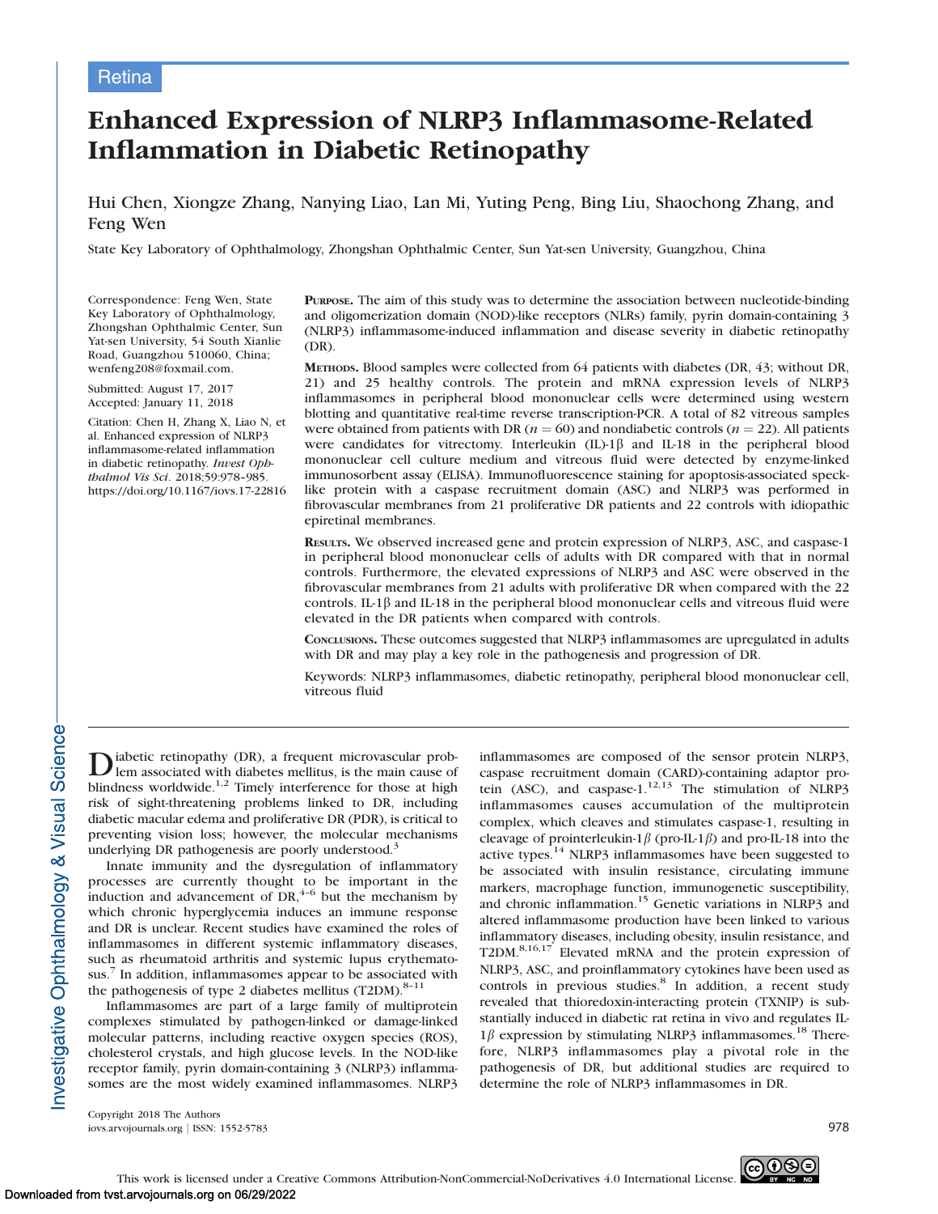Retina

# Enhanced Expression of NLRP3 Inflammasome-Related Inflammation in Diabetic Retinopathy

Hui Chen, Xiongze Zhang, Nanying Liao, Lan Mi, Yuting Peng, Bing Liu, Shaochong Zhang, and Feng Wen

State Key Laboratory of Ophthalmology, Zhongshan Ophthalmic Center, Sun Yat-sen University, Guangzhou, China

Correspondence: Feng Wen, State Key Laboratory of Ophthalmology, Zhongshan Ophthalmic Center, Sun Yat-sen University, 54 South Xianlie Road, Guangzhou 510060, China; wenfeng208@foxmail.com.

Submitted: August 17, 2017
Accepted: January 11, 2018

Citation: Chen H, Zhang X, Liao N, et al. Enhanced expression of NLRP3 inflammasome-related inflammation in diabetic retinopathy. *Invest Ophthalmol Vis Sci*. 2018;59:978–985. https://doi.org/10.1167/iovs.17-22816

**Purpose.** The aim of this study was to determine the association between nucleotide-binding and oligomerization domain (NOD)-like receptors (NLRs) family, pyrin domain-containing 3 (NLRP3) inflammasome-induced inflammation and disease severity in diabetic retinopathy (DR).

**Methods.** Blood samples were collected from 64 patients with diabetes (DR, 43; without DR, 21) and 25 healthy controls. The protein and mRNA expression levels of NLRP3 inflammasomes in peripheral blood mononuclear cells were determined using western blotting and quantitative real-time reverse transcription-PCR. A total of 82 vitreous samples were obtained from patients with DR ($n = 60$) and nondiabetic controls ($n = 22$). All patients were candidates for vitrectomy. Interleukin (IL)-1β and IL-18 in the peripheral blood mononuclear cell culture medium and vitreous fluid were detected by enzyme-linked immunosorbent assay (ELISA). Immunofluorescence staining for apoptosis-associated speck-like protein with a caspase recruitment domain (ASC) and NLRP3 was performed in fibrovascular membranes from 21 proliferative DR patients and 22 controls with idiopathic epiretinal membranes.

**Results.** We observed increased gene and protein expression of NLRP3, ASC, and caspase-1 in peripheral blood mononuclear cells of adults with DR compared with that in normal controls. Furthermore, the elevated expressions of NLRP3 and ASC were observed in the fibrovascular membranes from 21 adults with proliferative DR when compared with the 22 controls. IL-1β and IL-18 in the peripheral blood mononuclear cells and vitreous fluid were elevated in the DR patients when compared with controls.

**Conclusions.** These outcomes suggested that NLRP3 inflammasomes are upregulated in adults with DR and may play a key role in the pathogenesis and progression of DR.

Keywords: NLRP3 inflammasomes, diabetic retinopathy, peripheral blood mononuclear cell, vitreous fluid

Diabetic retinopathy (DR), a frequent microvascular problem associated with diabetes mellitus, is the main cause of blindness worldwide.[1,2] Timely interference for those at high risk of sight-threatening problems linked to DR, including diabetic macular edema and proliferative DR (PDR), is critical to preventing vision loss; however, the molecular mechanisms underlying DR pathogenesis are poorly understood.[3]

Innate immunity and the dysregulation of inflammatory processes are currently thought to be important in the induction and advancement of DR,[4–6] but the mechanism by which chronic hyperglycemia induces an immune response and DR is unclear. Recent studies have examined the roles of inflammasomes in different systemic inflammatory diseases, such as rheumatoid arthritis and systemic lupus erythematosus.[7] In addition, inflammasomes appear to be associated with the pathogenesis of type 2 diabetes mellitus (T2DM).[8–11]

Inflammasomes are part of a large family of multiprotein complexes stimulated by pathogen-linked or damage-linked molecular patterns, including reactive oxygen species (ROS), cholesterol crystals, and high glucose levels. In the NOD-like receptor family, pyrin domain-containing 3 (NLRP3) inflammasomes are the most widely examined inflammasomes. NLRP3 inflammasomes are composed of the sensor protein NLRP3, caspase recruitment domain (CARD)-containing adaptor protein (ASC), and caspase-1.[12,13] The stimulation of NLRP3 inflammasomes causes accumulation of the multiprotein complex, which cleaves and stimulates caspase-1, resulting in cleavage of prointerleukin-1$\beta$ (pro-IL-1$\beta$) and pro-IL-18 into the active types.[14] NLRP3 inflammasomes have been suggested to be associated with insulin resistance, circulating immune markers, macrophage function, immunogenetic susceptibility, and chronic inflammation.[15] Genetic variations in NLRP3 and altered inflammasome production have been linked to various inflammatory diseases, including obesity, insulin resistance, and T2DM.[8,16,17] Elevated mRNA and the protein expression of NLRP3, ASC, and proinflammatory cytokines have been used as controls in previous studies.[8] In addition, a recent study revealed that thioredoxin-interacting protein (TXNIP) is substantially induced in diabetic rat retina in vivo and regulates IL-1$\beta$ expression by stimulating NLRP3 inflammasomes.[18] Therefore, NLRP3 inflammasomes play a pivotal role in the pathogenesis of DR, but additional studies are required to determine the role of NLRP3 inflammasomes in DR.

Copyright 2018 The Authors
iovs.arvojournals.org | ISSN: 1552-5783

This work is licensed under a Creative Commons Attribution-NonCommercial-NoDerivatives 4.0 International License.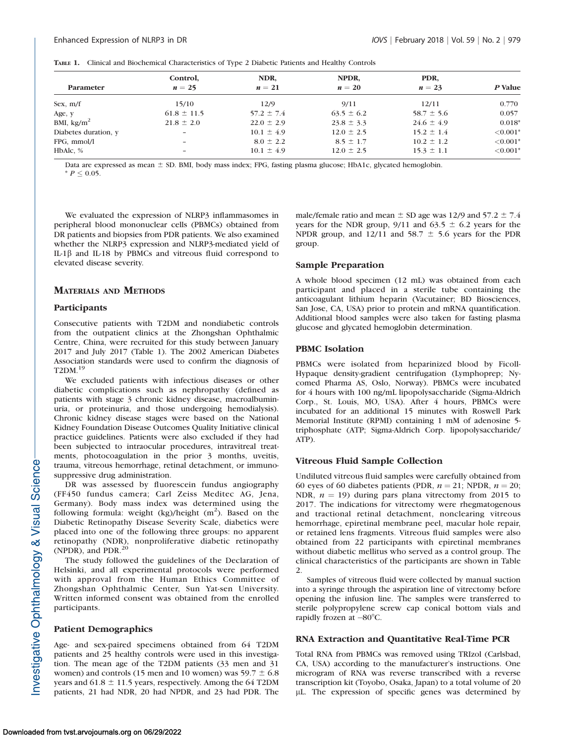**Table 1.** Clinical and Biochemical Characteristics of Type 2 Diabetic Patients and Healthy Controls

| Parameter | Control, $n = 25$ | NDR, $n = 21$ | NPDR, $n = 20$ | PDR, $n = 23$ | $P$ Value |
|---|---|---|---|---|---|
| Sex, m/f | 15/10 | 12/9 | 9/11 | 12/11 | 0.770 |
| Age, y | 61.8 ± 11.5 | 57.2 ± 7.4 | 63.5 ± 6.2 | 58.7 ± 5.6 | 0.057 |
| BMI, kg/m$^2$ | 21.8 ± 2.0 | 22.0 ± 2.9 | 23.8 ± 3.3 | 24.6 ± 4.9 | 0.018* |
| Diabetes duration, y | – | 10.1 ± 4.9 | 12.0 ± 2.5 | 15.2 ± 1.4 | <0.001* |
| FPG, mmol/l | – | 8.0 ± 2.2 | 8.5 ± 1.7 | 10.2 ± 1.2 | <0.001* |
| HbAlc, % | – | 10.1 ± 4.9 | 12.0 ± 2.5 | 15.3 ± 1.1 | <0.001* |

Data are expressed as mean ± SD. BMI, body mass index; FPG, fasting plasma glucose; HbA1c, glycated hemoglobin.
* $P \leq 0.05$.

We evaluated the expression of NLRP3 inflammasomes in peripheral blood mononuclear cells (PBMCs) obtained from DR patients and biopsies from PDR patients. We also examined whether the NLRP3 expression and NLRP3-mediated yield of IL-1β and IL-18 by PBMCs and vitreous fluid correspond to elevated disease severity.

## Materials and Methods

### Participants

Consecutive patients with T2DM and nondiabetic controls from the outpatient clinics at the Zhongshan Ophthalmic Centre, China, were recruited for this study between January 2017 and July 2017 (Table 1). The 2002 American Diabetes Association standards were used to confirm the diagnosis of T2DM.[19]

We excluded patients with infectious diseases or other diabetic complications such as nephropathy (defined as patients with stage 3 chronic kidney disease, macroalbuminuria, or proteinuria, and those undergoing hemodialysis). Chronic kidney disease stages were based on the National Kidney Foundation Disease Outcomes Quality Initiative clinical practice guidelines. Patients were also excluded if they had been subjected to intraocular procedures, intravitreal treatments, photocoagulation in the prior 3 months, uveitis, trauma, vitreous hemorrhage, retinal detachment, or immunosuppressive drug administration.

DR was assessed by fluorescein fundus angiography (FF450 fundus camera; Carl Zeiss Meditec AG, Jena, Germany). Body mass index was determined using the following formula: weight (kg)/height (m$^2$). Based on the Diabetic Retinopathy Disease Severity Scale, diabetics were placed into one of the following three groups: no apparent retinopathy (NDR), nonproliferative diabetic retinopathy (NPDR), and PDR.[20]

The study followed the guidelines of the Declaration of Helsinki, and all experimental protocols were performed with approval from the Human Ethics Committee of Zhongshan Ophthalmic Center, Sun Yat-sen University. Written informed consent was obtained from the enrolled participants.

### Patient Demographics

Age- and sex-paired specimens obtained from 64 T2DM patients and 25 healthy controls were used in this investigation. The mean age of the T2DM patients (33 men and 31 women) and controls (15 men and 10 women) was 59.7 ± 6.8 years and 61.8 ± 11.5 years, respectively. Among the 64 T2DM patients, 21 had NDR, 20 had NPDR, and 23 had PDR. The male/female ratio and mean ± SD age was 12/9 and 57.2 ± 7.4 years for the NDR group, 9/11 and 63.5 ± 6.2 years for the NPDR group, and 12/11 and 58.7 ± 5.6 years for the PDR group.

### Sample Preparation

A whole blood specimen (12 mL) was obtained from each participant and placed in a sterile tube containing the anticoagulant lithium heparin (Vacutainer; BD Biosciences, San Jose, CA, USA) prior to protein and mRNA quantification. Additional blood samples were also taken for fasting plasma glucose and glycated hemoglobin determination.

### PBMC Isolation

PBMCs were isolated from heparinized blood by Ficoll-Hypaque density-gradient centrifugation (Lymphoprep; Nycomed Pharma AS, Oslo, Norway). PBMCs were incubated for 4 hours with 100 ng/mL lipopolysaccharide (Sigma-Aldrich Corp., St. Louis, MO, USA). After 4 hours, PBMCs were incubated for an additional 15 minutes with Roswell Park Memorial Institute (RPMI) containing 1 mM of adenosine 5-triphosphate (ATP; Sigma-Aldrich Corp. lipopolysaccharide/ATP).

### Vitreous Fluid Sample Collection

Undiluted vitreous fluid samples were carefully obtained from 60 eyes of 60 diabetes patients (PDR, $n = 21$; NPDR, $n = 20$; NDR, $n = 19$) during pars plana vitrectomy from 2015 to 2017. The indications for vitrectomy were rhegmatogenous and tractional retinal detachment, nonclearing vitreous hemorrhage, epiretinal membrane peel, macular hole repair, or retained lens fragments. Vitreous fluid samples were also obtained from 22 participants with epiretinal membranes without diabetic mellitus who served as a control group. The clinical characteristics of the participants are shown in Table 2.

Samples of vitreous fluid were collected by manual suction into a syringe through the aspiration line of vitrectomy before opening the infusion line. The samples were transferred to sterile polypropylene screw cap conical bottom vials and rapidly frozen at –80°C.

### RNA Extraction and Quantitative Real-Time PCR

Total RNA from PBMCs was removed using TRIzol (Carlsbad, CA, USA) according to the manufacturer's instructions. One microgram of RNA was reverse transcribed with a reverse transcription kit (Toyobo, Osaka, Japan) to a total volume of 20 μL. The expression of specific genes was determined by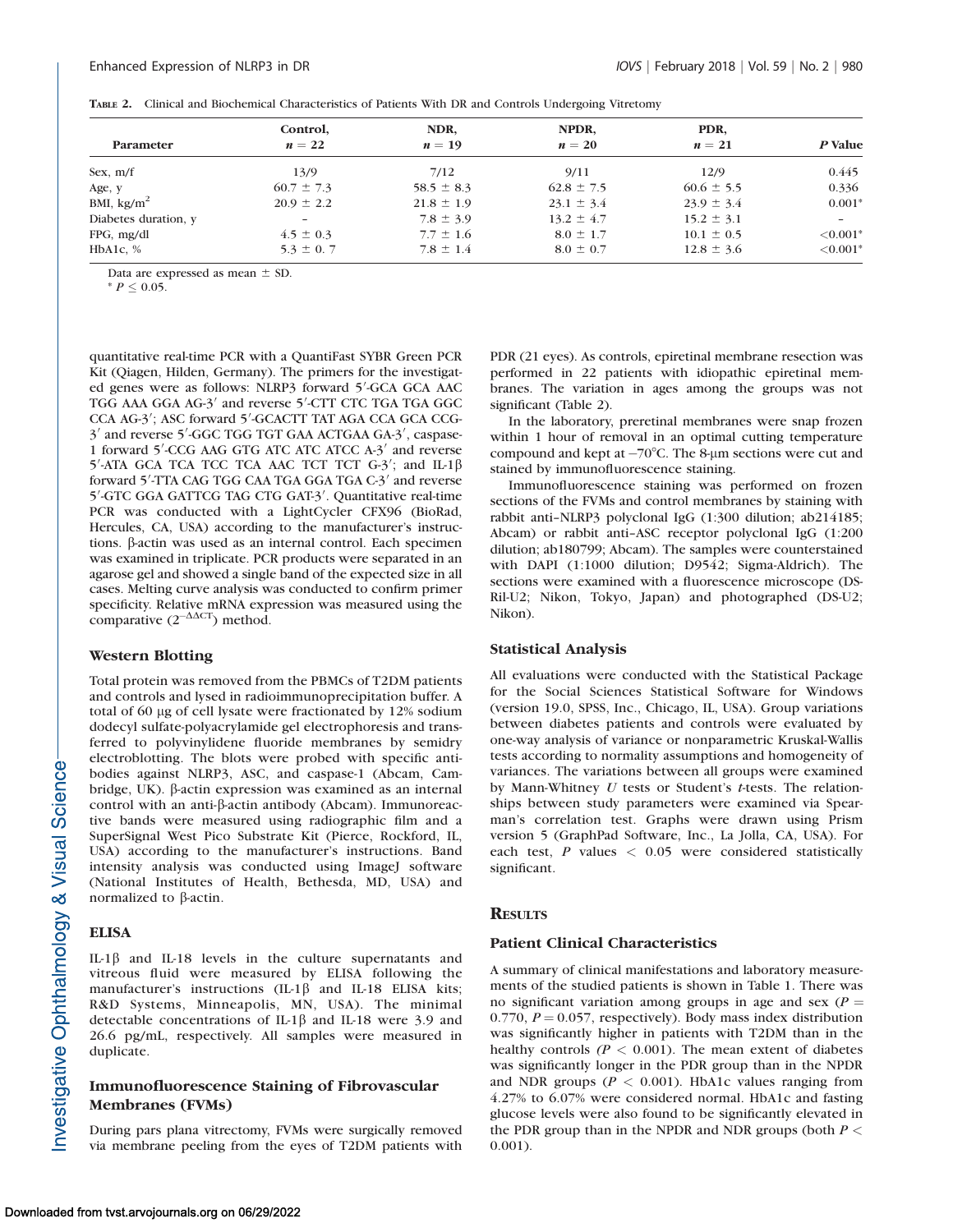**Table 2.** Clinical and Biochemical Characteristics of Patients With DR and Controls Undergoing Vitretomy

| Parameter | Control, $n = 22$ | NDR, $n = 19$ | NPDR, $n = 20$ | PDR, $n = 21$ | P Value |
|---|---|---|---|---|---|
| Sex, m/f | 13/9 | 7/12 | 9/11 | 12/9 | 0.445 |
| Age, y | 60.7 ± 7.3 | 58.5 ± 8.3 | 62.8 ± 7.5 | 60.6 ± 5.5 | 0.336 |
| BMI, kg/m$^2$ | 20.9 ± 2.2 | 21.8 ± 1.9 | 23.1 ± 3.4 | 23.9 ± 3.4 | 0.001* |
| Diabetes duration, y | – | 7.8 ± 3.9 | 13.2 ± 4.7 | 15.2 ± 3.1 | – |
| FPG, mg/dl | 4.5 ± 0.3 | 7.7 ± 1.6 | 8.0 ± 1.7 | 10.1 ± 0.5 | <0.001* |
| HbA1c, % | 5.3 ± 0. 7 | 7.8 ± 1.4 | 8.0 ± 0.7 | 12.8 ± 3.6 | <0.001* |

Data are expressed as mean ± SD.

* $P \leq 0.05$.

quantitative real-time PCR with a QuantiFast SYBR Green PCR Kit (Qiagen, Hilden, Germany). The primers for the investigated genes were as follows: NLRP3 forward 5′-GCA GCA AAC TGG AAA GGA AG-3′ and reverse 5′-CTT CTC TGA TGA GGC CCA AG-3′; ASC forward 5′-GCACTT TAT AGA CCA GCA CCG-3′ and reverse 5′-GGC TGG TGT GAA ACTGAA GA-3′, caspase-1 forward 5′-CCG AAG GTG ATC ATC ATCC A-3′ and reverse 5′-ATA GCA TCA TCC TCA AAC TCT TCT G-3′; and IL-1β forward 5′-TTA CAG TGG CAA TGA GGA TGA C-3′ and reverse 5′-GTC GGA GATTCG TAG CTG GAT-3′. Quantitative real-time PCR was conducted with a LightCycler CFX96 (BioRad, Hercules, CA, USA) according to the manufacturer's instructions. β-actin was used as an internal control. Each specimen was examined in triplicate. PCR products were separated in an agarose gel and showed a single band of the expected size in all cases. Melting curve analysis was conducted to confirm primer specificity. Relative mRNA expression was measured using the comparative ($2^{-\Delta\Delta CT}$) method.

### Western Blotting

Total protein was removed from the PBMCs of T2DM patients and controls and lysed in radioimmunoprecipitation buffer. A total of 60 μg of cell lysate were fractionated by 12% sodium dodecyl sulfate-polyacrylamide gel electrophoresis and transferred to polyvinylidene fluoride membranes by semidry electroblotting. The blots were probed with specific antibodies against NLRP3, ASC, and caspase-1 (Abcam, Cambridge, UK). β-actin expression was examined as an internal control with an anti-β-actin antibody (Abcam). Immunoreactive bands were measured using radiographic film and a SuperSignal West Pico Substrate Kit (Pierce, Rockford, IL, USA) according to the manufacturer's instructions. Band intensity analysis was conducted using ImageJ software (National Institutes of Health, Bethesda, MD, USA) and normalized to β-actin.

### ELISA

IL-1β and IL-18 levels in the culture supernatants and vitreous fluid were measured by ELISA following the manufacturer's instructions (IL-1β and IL-18 ELISA kits; R&D Systems, Minneapolis, MN, USA). The minimal detectable concentrations of IL-1β and IL-18 were 3.9 and 26.6 pg/mL, respectively. All samples were measured in duplicate.

### Immunofluorescence Staining of Fibrovascular Membranes (FVMs)

During pars plana vitrectomy, FVMs were surgically removed via membrane peeling from the eyes of T2DM patients with PDR (21 eyes). As controls, epiretinal membrane resection was performed in 22 patients with idiopathic epiretinal membranes. The variation in ages among the groups was not significant (Table 2).

In the laboratory, preretinal membranes were snap frozen within 1 hour of removal in an optimal cutting temperature compound and kept at −70°C. The 8-μm sections were cut and stained by immunofluorescence staining.

Immunofluorescence staining was performed on frozen sections of the FVMs and control membranes by staining with rabbit anti–NLRP3 polyclonal IgG (1:300 dilution; ab214185; Abcam) or rabbit anti–ASC receptor polyclonal IgG (1:200 dilution; ab180799; Abcam). The samples were counterstained with DAPI (1:1000 dilution; D9542; Sigma-Aldrich). The sections were examined with a fluorescence microscope (DS-Ril-U2; Nikon, Tokyo, Japan) and photographed (DS-U2; Nikon).

### Statistical Analysis

All evaluations were conducted with the Statistical Package for the Social Sciences Statistical Software for Windows (version 19.0, SPSS, Inc., Chicago, IL, USA). Group variations between diabetes patients and controls were evaluated by one-way analysis of variance or nonparametric Kruskal-Wallis tests according to normality assumptions and homogeneity of variances. The variations between all groups were examined by Mann-Whitney *U* tests or Student's *t*-tests. The relationships between study parameters were examined via Spearman's correlation test. Graphs were drawn using Prism version 5 (GraphPad Software, Inc., La Jolla, CA, USA). For each test, *P* values < 0.05 were considered statistically significant.

## Results

### Patient Clinical Characteristics

A summary of clinical manifestations and laboratory measurements of the studied patients is shown in Table 1. There was no significant variation among groups in age and sex ($P = 0.770$, $P = 0.057$, respectively). Body mass index distribution was significantly higher in patients with T2DM than in the healthy controls ($P < 0.001$). The mean extent of diabetes was significantly longer in the PDR group than in the NPDR and NDR groups ($P < 0.001$). HbA1c values ranging from 4.27% to 6.07% were considered normal. HbA1c and fasting glucose levels were also found to be significantly elevated in the PDR group than in the NPDR and NDR groups (both $P < 0.001$).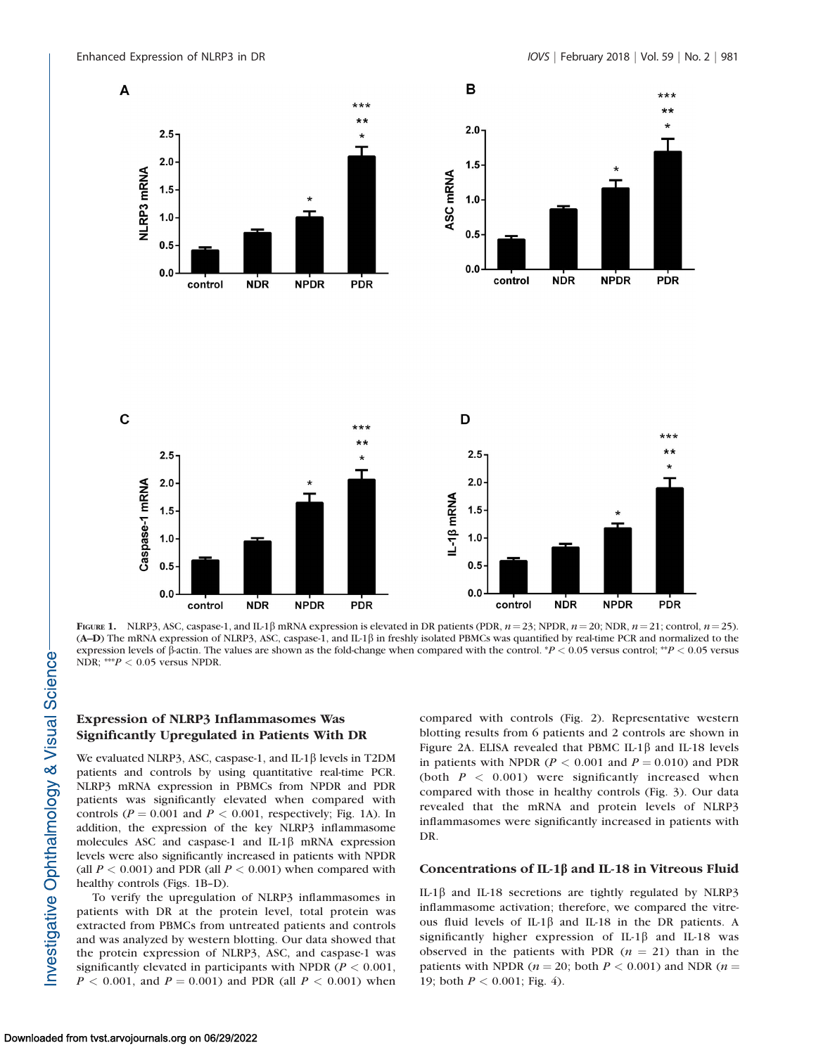**Figure 1.** NLRP3, ASC, caspase-1, and IL-1β mRNA expression is elevated in DR patients (PDR, $n = 23$; NPDR, $n = 20$; NDR, $n = 21$; control, $n = 25$). (**A–D**) The mRNA expression of NLRP3, ASC, caspase-1, and IL-1β in freshly isolated PBMCs was quantified by real-time PCR and normalized to the expression levels of β-actin. The values are shown as the fold-change when compared with the control. *$P < 0.05$ versus control; **$P < 0.05$ versus NDR; ***$P < 0.05$ versus NPDR.

### Expression of NLRP3 Inflammasomes Was Significantly Upregulated in Patients With DR

We evaluated NLRP3, ASC, caspase-1, and IL-1β levels in T2DM patients and controls by using quantitative real-time PCR. NLRP3 mRNA expression in PBMCs from NPDR and PDR patients was significantly elevated when compared with controls ($P = 0.001$ and $P < 0.001$, respectively; Fig. 1A). In addition, the expression of the key NLRP3 inflammasome molecules ASC and caspase-1 and IL-1β mRNA expression levels were also significantly increased in patients with NPDR (all $P < 0.001$) and PDR (all $P < 0.001$) when compared with healthy controls (Figs. 1B–D).

To verify the upregulation of NLRP3 inflammasomes in patients with DR at the protein level, total protein was extracted from PBMCs from untreated patients and controls and was analyzed by western blotting. Our data showed that the protein expression of NLRP3, ASC, and caspase-1 was significantly elevated in participants with NPDR ($P < 0.001$, $P < 0.001$, and $P = 0.001$) and PDR (all $P < 0.001$) when compared with controls (Fig. 2). Representative western blotting results from 6 patients and 2 controls are shown in Figure 2A. ELISA revealed that PBMC IL-1β and IL-18 levels in patients with NPDR ($P < 0.001$ and $P = 0.010$) and PDR (both $P < 0.001$) were significantly increased when compared with those in healthy controls (Fig. 3). Our data revealed that the mRNA and protein levels of NLRP3 inflammasomes were significantly increased in patients with DR.

### Concentrations of IL-1β and IL-18 in Vitreous Fluid

IL-1β and IL-18 secretions are tightly regulated by NLRP3 inflammasome activation; therefore, we compared the vitreous fluid levels of IL-1β and IL-18 in the DR patients. A significantly higher expression of IL-1β and IL-18 was observed in the patients with PDR ($n = 21$) than in the patients with NPDR ($n = 20$; both $P < 0.001$) and NDR ($n = 19$; both $P < 0.001$; Fig. 4).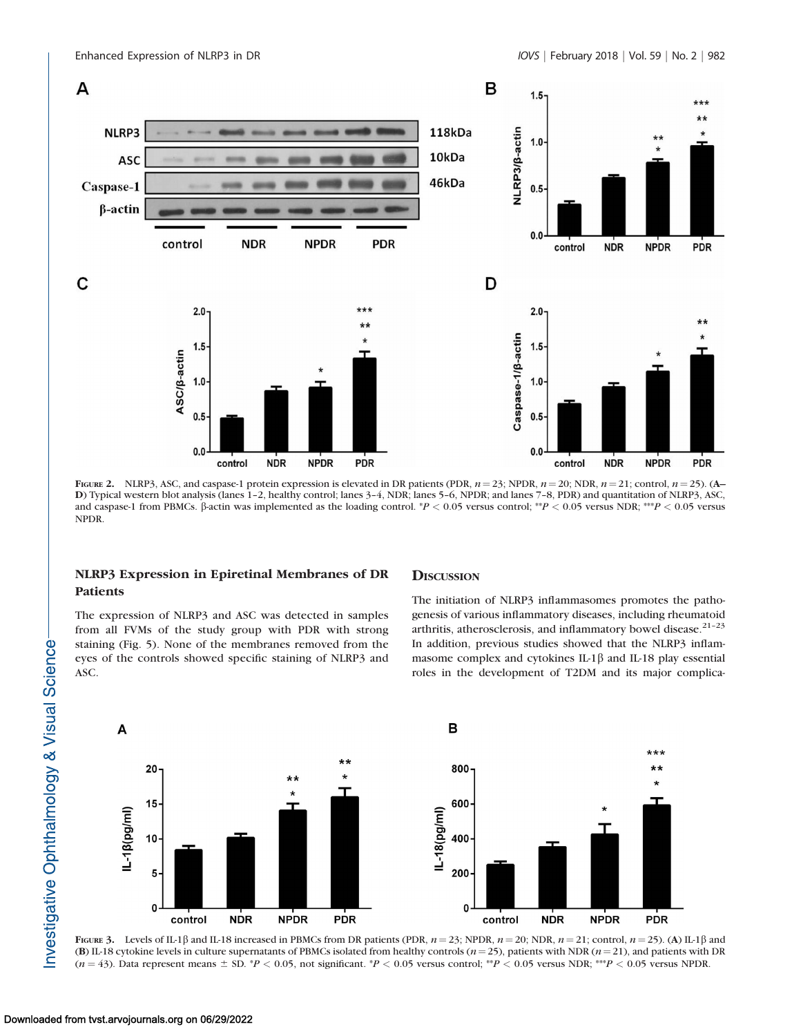FIGURE 2. NLRP3, ASC, and caspase-1 protein expression is elevated in DR patients (PDR, $n = 23$; NPDR, $n = 20$; NDR, $n = 21$; control, $n = 25$). (A–D) Typical western blot analysis (lanes 1–2, healthy control; lanes 3–4, NDR; lanes 5–6, NPDR; and lanes 7–8, PDR) and quantitation of NLRP3, ASC, and caspase-1 from PBMCs. β-actin was implemented as the loading control. *$P < 0.05$ versus control; **$P < 0.05$ versus NDR; ***$P < 0.05$ versus NPDR.

### NLRP3 Expression in Epiretinal Membranes of DR Patients

The expression of NLRP3 and ASC was detected in samples from all FVMs of the study group with PDR with strong staining (Fig. 5). None of the membranes removed from the eyes of the controls showed specific staining of NLRP3 and ASC.

## DISCUSSION

The initiation of NLRP3 inflammasomes promotes the pathogenesis of various inflammatory diseases, including rheumatoid arthritis, atherosclerosis, and inflammatory bowel disease.[21–23] In addition, previous studies showed that the NLRP3 inflammasome complex and cytokines IL-1β and IL-18 play essential roles in the development of T2DM and its major complica-

FIGURE 3. Levels of IL-1β and IL-18 increased in PBMCs from DR patients (PDR, $n = 23$; NPDR, $n = 20$; NDR, $n = 21$; control, $n = 25$). (A) IL-1β and (B) IL-18 cytokine levels in culture supernatants of PBMCs isolated from healthy controls ($n = 25$), patients with NDR ($n = 21$), and patients with DR ($n = 43$). Data represent means ± SD. *$P < 0.05$, not significant. *$P < 0.05$ versus control; **$P < 0.05$ versus NDR; ***$P < 0.05$ versus NPDR.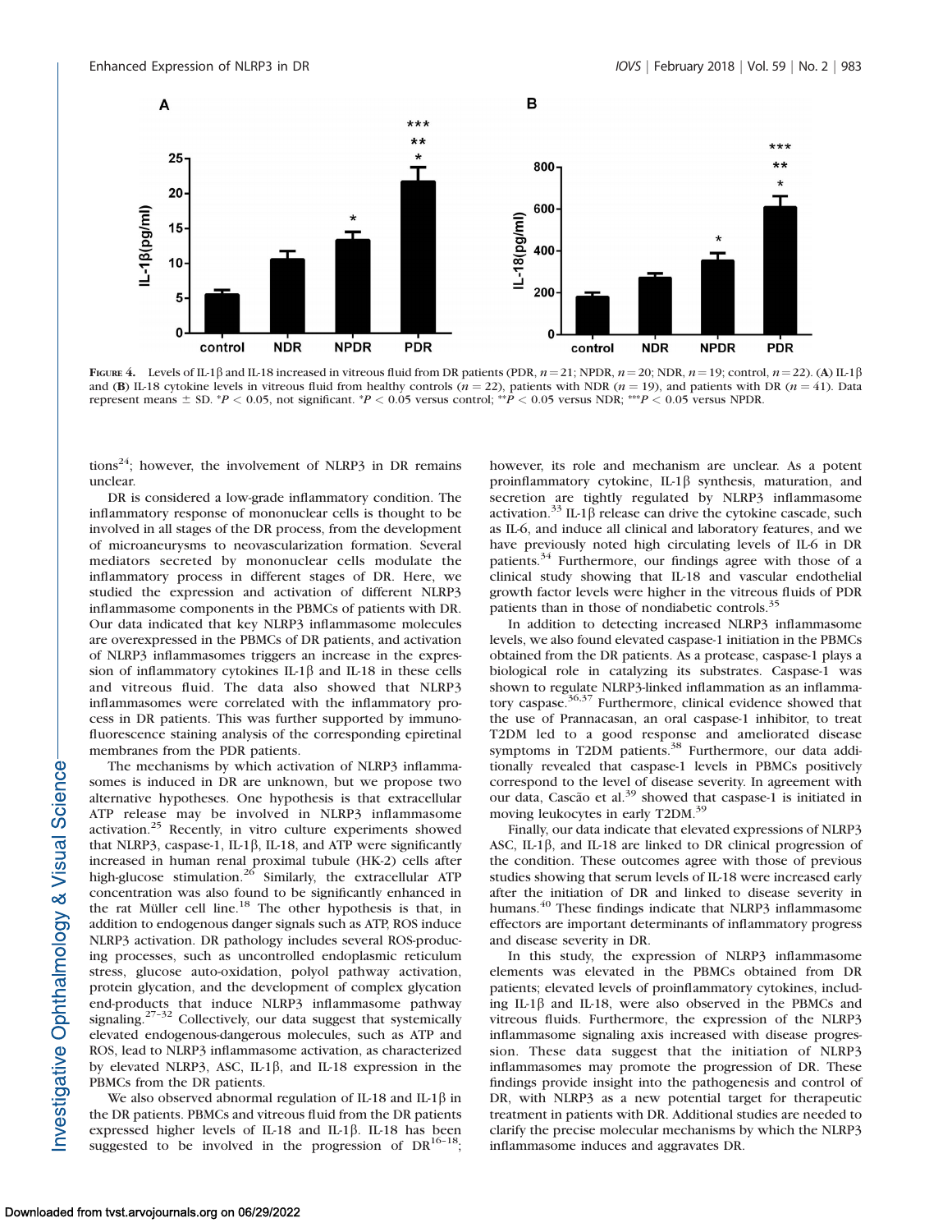FIGURE 4. Levels of IL-1β and IL-18 increased in vitreous fluid from DR patients (PDR, $n = 21$; NPDR, $n = 20$; NDR, $n = 19$; control, $n = 22$). (**A**) IL-1β and (**B**) IL-18 cytokine levels in vitreous fluid from healthy controls ($n = 22$), patients with NDR ($n = 19$), and patients with DR ($n = 41$). Data represent means ± SD. *$P < 0.05$, not significant. *$P < 0.05$ versus control; **$P < 0.05$ versus NDR; ***$P < 0.05$ versus NPDR.

tions[24]; however, the involvement of NLRP3 in DR remains unclear.

DR is considered a low-grade inflammatory condition. The inflammatory response of mononuclear cells is thought to be involved in all stages of the DR process, from the development of microaneurysms to neovascularization formation. Several mediators secreted by mononuclear cells modulate the inflammatory process in different stages of DR. Here, we studied the expression and activation of different NLRP3 inflammasome components in the PBMCs of patients with DR. Our data indicated that key NLRP3 inflammasome molecules are overexpressed in the PBMCs of DR patients, and activation of NLRP3 inflammasomes triggers an increase in the expression of inflammatory cytokines IL-1β and IL-18 in these cells and vitreous fluid. The data also showed that NLRP3 inflammasomes were correlated with the inflammatory process in DR patients. This was further supported by immunofluorescence staining analysis of the corresponding epiretinal membranes from the PDR patients.

The mechanisms by which activation of NLRP3 inflammasomes is induced in DR are unknown, but we propose two alternative hypotheses. One hypothesis is that extracellular ATP release may be involved in NLRP3 inflammasome activation.[25] Recently, in vitro culture experiments showed that NLRP3, caspase-1, IL-1β, IL-18, and ATP were significantly increased in human renal proximal tubule (HK-2) cells after high-glucose stimulation.[26] Similarly, the extracellular ATP concentration was also found to be significantly enhanced in the rat Müller cell line.[18] The other hypothesis is that, in addition to endogenous danger signals such as ATP, ROS induce NLRP3 activation. DR pathology includes several ROS-producing processes, such as uncontrolled endoplasmic reticulum stress, glucose auto-oxidation, polyol pathway activation, protein glycation, and the development of complex glycation end-products that induce NLRP3 inflammasome pathway signaling.[27–32] Collectively, our data suggest that systemically elevated endogenous-dangerous molecules, such as ATP and ROS, lead to NLRP3 inflammasome activation, as characterized by elevated NLRP3, ASC, IL-1β, and IL-18 expression in the PBMCs from the DR patients.

We also observed abnormal regulation of IL-18 and IL-1β in the DR patients. PBMCs and vitreous fluid from the DR patients expressed higher levels of IL-18 and IL-1β. IL-18 has been suggested to be involved in the progression of DR[16–18]; however, its role and mechanism are unclear. As a potent proinflammatory cytokine, IL-1β synthesis, maturation, and secretion are tightly regulated by NLRP3 inflammasome activation.[33] IL-1β release can drive the cytokine cascade, such as IL-6, and induce all clinical and laboratory features, and we have previously noted high circulating levels of IL-6 in DR patients.[34] Furthermore, our findings agree with those of a clinical study showing that IL-18 and vascular endothelial growth factor levels were higher in the vitreous fluids of PDR patients than in those of nondiabetic controls.[35]

In addition to detecting increased NLRP3 inflammasome levels, we also found elevated caspase-1 initiation in the PBMCs obtained from the DR patients. As a protease, caspase-1 plays a biological role in catalyzing its substrates. Caspase-1 was shown to regulate NLRP3-linked inflammation as an inflammatory caspase.[36,37] Furthermore, clinical evidence showed that the use of Prannacasan, an oral caspase-1 inhibitor, to treat T2DM led to a good response and ameliorated disease symptoms in T2DM patients.[38] Furthermore, our data additionally revealed that caspase-1 levels in PBMCs positively correspond to the level of disease severity. In agreement with our data, Cascão et al.[39] showed that caspase-1 is initiated in moving leukocytes in early T2DM.[39]

Finally, our data indicate that elevated expressions of NLRP3 ASC, IL-1β, and IL-18 are linked to DR clinical progression of the condition. These outcomes agree with those of previous studies showing that serum levels of IL-18 were increased early after the initiation of DR and linked to disease severity in humans.[40] These findings indicate that NLRP3 inflammasome effectors are important determinants of inflammatory progress and disease severity in DR.

In this study, the expression of NLRP3 inflammasome elements was elevated in the PBMCs obtained from DR patients; elevated levels of proinflammatory cytokines, including IL-1β and IL-18, were also observed in the PBMCs and vitreous fluids. Furthermore, the expression of the NLRP3 inflammasome signaling axis increased with disease progression. These data suggest that the initiation of NLRP3 inflammasomes may promote the progression of DR. These findings provide insight into the pathogenesis and control of DR, with NLRP3 as a new potential target for therapeutic treatment in patients with DR. Additional studies are needed to clarify the precise molecular mechanisms by which the NLRP3 inflammasome induces and aggravates DR.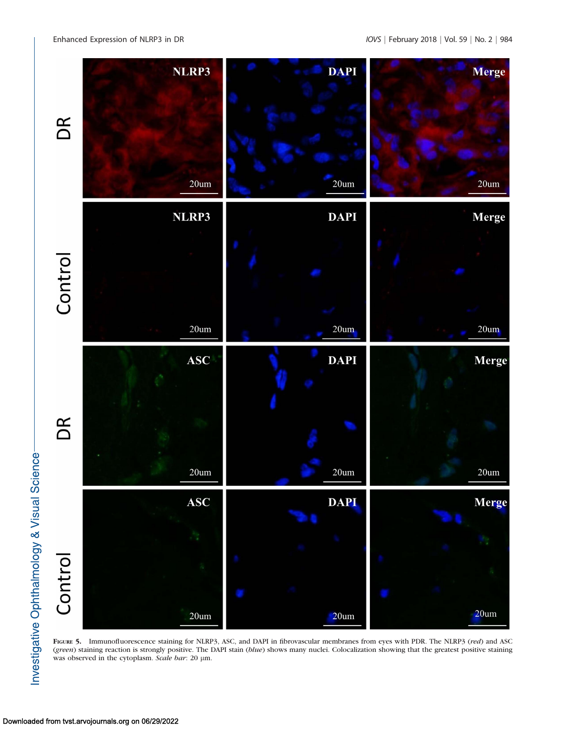**Figure 5.** Immunofluorescence staining for NLRP3, ASC, and DAPI in fibrovascular membranes from eyes with PDR. The NLRP3 (*red*) and ASC (*green*) staining reaction is strongly positive. The DAPI stain (*blue*) shows many nuclei. Colocalization showing that the greatest positive staining was observed in the cytoplasm. *Scale bar*: 20 µm.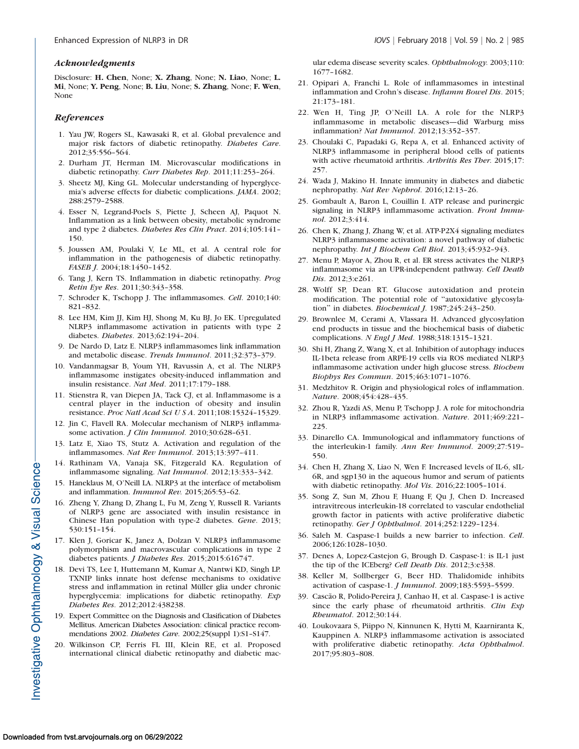### Acknowledgments

Disclosure: **H. Chen**, None; **X. Zhang**, None; **N. Liao**, None; **L. Mi**, None; **Y. Peng**, None; **B. Liu**, None; **S. Zhang**, None; **F. Wen**, None

### References

1. Yau JW, Rogers SL, Kawasaki R, et al. Global prevalence and major risk factors of diabetic retinopathy. *Diabetes Care*. 2012;35:556–564.
2. Durham JT, Herman IM. Microvascular modifications in diabetic retinopathy. *Curr Diabetes Rep*. 2011;11:253–264.
3. Sheetz MJ, King GL. Molecular understanding of hyperglycemia's adverse effects for diabetic complications. *JAMA*. 2002; 288:2579–2588.
4. Esser N, Legrand-Poels S, Piette J, Scheen AJ, Paquot N. Inflammation as a link between obesity, metabolic syndrome and type 2 diabetes. *Diabetes Res Clin Pract*. 2014;105:141–150.
5. Joussen AM, Poulaki V, Le ML, et al. A central role for inflammation in the pathogenesis of diabetic retinopathy. *FASEB J*. 2004;18:1450–1452.
6. Tang J, Kern TS. Inflammation in diabetic retinopathy. *Prog Retin Eye Res*. 2011;30:343–358.
7. Schroder K, Tschopp J. The inflammasomes. *Cell*. 2010;140: 821–832.
8. Lee HM, Kim JJ, Kim HJ, Shong M, Ku BJ, Jo EK. Upregulated NLRP3 inflammasome activation in patients with type 2 diabetes. *Diabetes*. 2013;62:194–204.
9. De Nardo D, Latz E. NLRP3 inflammasomes link inflammation and metabolic disease. *Trends Immunol*. 2011;32:373–379.
10. Vandanmagsar B, Youm YH, Ravussin A, et al. The NLRP3 inflammasome instigates obesity-induced inflammation and insulin resistance. *Nat Med*. 2011;17:179–188.
11. Stienstra R, van Diepen JA, Tack CJ, et al. Inflammasome is a central player in the induction of obesity and insulin resistance. *Proc Natl Acad Sci U S A*. 2011;108:15324–15329.
12. Jin C, Flavell RA. Molecular mechanism of NLRP3 inflammasome activation. *J Clin Immunol*. 2010;30:628–631.
13. Latz E, Xiao TS, Stutz A. Activation and regulation of the inflammasomes. *Nat Rev Immunol*. 2013;13:397–411.
14. Rathinam VA, Vanaja SK, Fitzgerald KA. Regulation of inflammasome signaling. *Nat Immunol*. 2012;13:333–342.
15. Haneklaus M, O'Neill LA. NLRP3 at the interface of metabolism and inflammation. *Immunol Rev*. 2015;265:53–62.
16. Zheng Y, Zhang D, Zhang L, Fu M, Zeng Y, Russell R. Variants of NLRP3 gene are associated with insulin resistance in Chinese Han population with type-2 diabetes. *Gene*. 2013; 530:151–154.
17. Klen J, Goricar K, Janez A, Dolzan V. NLRP3 inflammasome polymorphism and macrovascular complications in type 2 diabetes patients. *J Diabetes Res*. 2015;2015:616747.
18. Devi TS, Lee I, Huttemann M, Kumar A, Nantwi KD, Singh LP. TXNIP links innate host defense mechanisms to oxidative stress and inflammation in retinal Müller glia under chronic hyperglycemia: implications for diabetic retinopathy. *Exp Diabetes Res*. 2012;2012:438238.
19. Expert Committee on the Diagnosis and Clasification of Diabetes Mellitus. American Diabetes Association: clinical practice recommendations 2002. *Diabetes Care*. 2002;25(suppl 1):S1–S147.
20. Wilkinson CP, Ferris FL III, Klein RE, et al. Proposed international clinical diabetic retinopathy and diabetic macular edema disease severity scales. *Ophthalmology*. 2003;110: 1677–1682.
21. Opipari A, Franchi L. Role of inflammasomes in intestinal inflammation and Crohn's disease. *Inflamm Bowel Dis*. 2015; 21:173–181.
22. Wen H, Ting JP, O'Neill LA. A role for the NLRP3 inflammasome in metabolic diseases—did Warburg miss inflammation? *Nat Immunol*. 2012;13:352–357.
23. Choulaki C, Papadaki G, Repa A, et al. Enhanced activity of NLRP3 inflammasome in peripheral blood cells of patients with active rheumatoid arthritis. *Arthritis Res Ther*. 2015;17: 257.
24. Wada J, Makino H. Innate immunity in diabetes and diabetic nephropathy. *Nat Rev Nephrol*. 2016;12:13–26.
25. Gombault A, Baron L, Couillin I. ATP release and purinergic signaling in NLRP3 inflammasome activation. *Front Immunol*. 2012;3:414.
26. Chen K, Zhang J, Zhang W, et al. ATP-P2X4 signaling mediates NLRP3 inflammasome activation: a novel pathway of diabetic nephropathy. *Int J Biochem Cell Biol*. 2013;45:932–943.
27. Menu P, Mayor A, Zhou R, et al. ER stress activates the NLRP3 inflammasome via an UPR-independent pathway. *Cell Death Dis*. 2012;3:e261.
28. Wolff SP, Dean RT. Glucose autoxidation and protein modification. The potential role of "autoxidative glycosylation" in diabetes. *Biochemical J*. 1987;245:243–250.
29. Brownlee M, Cerami A, Vlassara H. Advanced glycosylation end products in tissue and the biochemical basis of diabetic complications. *N Engl J Med*. 1988;318:1315–1321.
30. Shi H, Zhang Z, Wang X, et al. Inhibition of autophagy induces IL-1beta release from ARPE-19 cells via ROS mediated NLRP3 inflammasome activation under high glucose stress. *Biochem Biophys Res Commun*. 2015;463:1071–1076.
31. Medzhitov R. Origin and physiological roles of inflammation. *Nature*. 2008;454:428–435.
32. Zhou R, Yazdi AS, Menu P, Tschopp J. A role for mitochondria in NLRP3 inflammasome activation. *Nature*. 2011;469:221–225.
33. Dinarello CA. Immunological and inflammatory functions of the interleukin-1 family. *Ann Rev Immunol*. 2009;27:519–550.
34. Chen H, Zhang X, Liao N, Wen F. Increased levels of IL-6, sIL-6R, and sgp130 in the aqueous humor and serum of patients with diabetic retinopathy. *Mol Vis*. 2016;22:1005–1014.
35. Song Z, Sun M, Zhou F, Huang F, Qu J, Chen D. Increased intravitreous interleukin-18 correlated to vascular endothelial growth factor in patients with active proliferative diabetic retinopathy. *Ger J Ophthalmol*. 2014;252:1229–1234.
36. Saleh M. Caspase-1 builds a new barrier to infection. *Cell*. 2006;126:1028–1030.
37. Denes A, Lopez-Castejon G, Brough D. Caspase-1: is IL-1 just the tip of the ICEberg? *Cell Death Dis*. 2012;3:e338.
38. Keller M, Sollberger G, Beer HD. Thalidomide inhibits activation of caspase-1. *J Immunol*. 2009;183:5593–5599.
39. Cascão R, Polido-Pereira J, Canhao H, et al. Caspase-1 is active since the early phase of rheumatoid arthritis. *Clin Exp Rheumatol*. 2012;30:144.
40. Loukovaara S, Piippo N, Kinnunen K, Hytti M, Kaarniranta K, Kauppinen A. NLRP3 inflammasome activation is associated with proliferative diabetic retinopathy. *Acta Ophthalmol*. 2017;95:803–808.